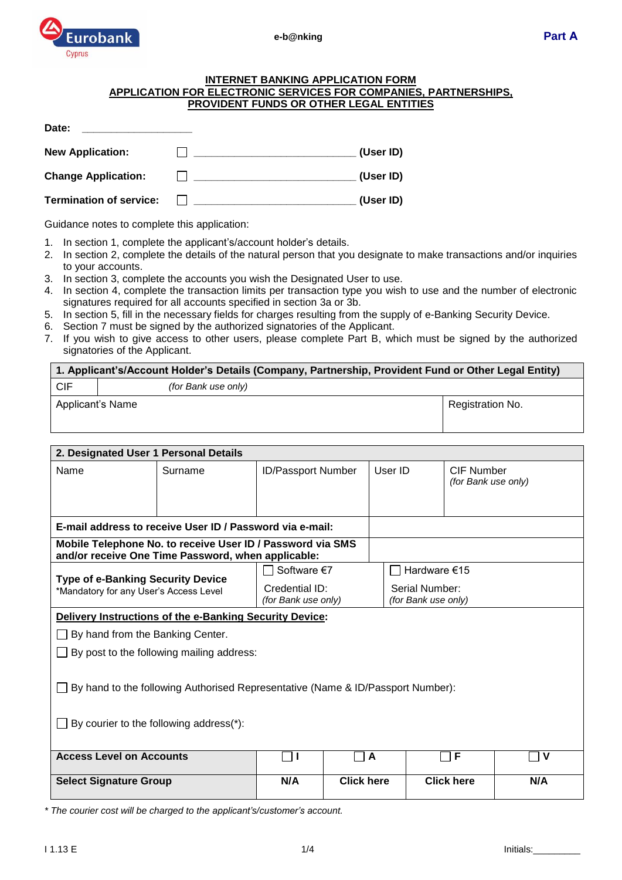**e-b@nking** **Part A**

## INTERNET BANKING APPLICATION FORM
## APPLICATION FOR ELECTRONIC SERVICES FOR COMPANIES, PARTNERSHIPS, PROVIDENT FUNDS OR OTHER LEGAL ENTITIES

**Date:** ___________________

**New Application:** ☐ ____________________________ **(User ID)**

**Change Application:** ☐ ____________________________ **(User ID)**

**Termination of service:** ☐ ____________________________ **(User ID)**

Guidance notes to complete this application:

1. In section 1, complete the applicant's/account holder's details.
2. In section 2, complete the details of the natural person that you designate to make transactions and/or inquiries to your accounts.
3. In section 3, complete the accounts you wish the Designated User to use.
4. In section 4, complete the transaction limits per transaction type you wish to use and the number of electronic signatures required for all accounts specified in section 3a or 3b.
5. In section 5, fill in the necessary fields for charges resulting from the supply of e-Banking Security Device.
6. Section 7 must be signed by the authorized signatories of the Applicant.
7. If you wish to give access to other users, please complete Part B, which must be signed by the authorized signatories of the Applicant.

| **1. Applicant's/Account Holder's Details (Company, Partnership, Provident Fund or Other Legal Entity)** | | |
|---|---|---|
| CIF | *(for Bank use only)* | |
| Applicant's Name | | Registration No. |

| **2. Designated User 1 Personal Details** | | | | | |
|---|---|---|---|---|---|
| Name | Surname | ID/Passport Number | User ID | CIF Number *(for Bank use only)* | |
| **E-mail address to receive User ID / Password via e-mail:** | | | | | |
| **Mobile Telephone No. to receive User ID / Password via SMS and/or receive One Time Password, when applicable:** | | | | | |
| **Type of e-Banking Security Device** *Mandatory for any User's Access Level | | ☐ Software €7 Credential ID: *(for Bank use only)* | | ☐ Hardware €15 Serial Number: *(for Bank use only)* | |
| **Delivery Instructions of the e-Banking Security Device:** ☐ By hand from the Banking Center. ☐ By post to the following mailing address: ☐ By hand to the following Authorised Representative (Name & ID/Passport Number): ☐ By courier to the following address(*): | | | | | |
| **Access Level on Accounts** | | ☐ I | ☐ A | ☐ F | ☐ V |
| **Select Signature Group** | | N/A | Click here | Click here | N/A |

*\* The courier cost will be charged to the applicant's/customer's account.*

I 1.13 E

Initials:_________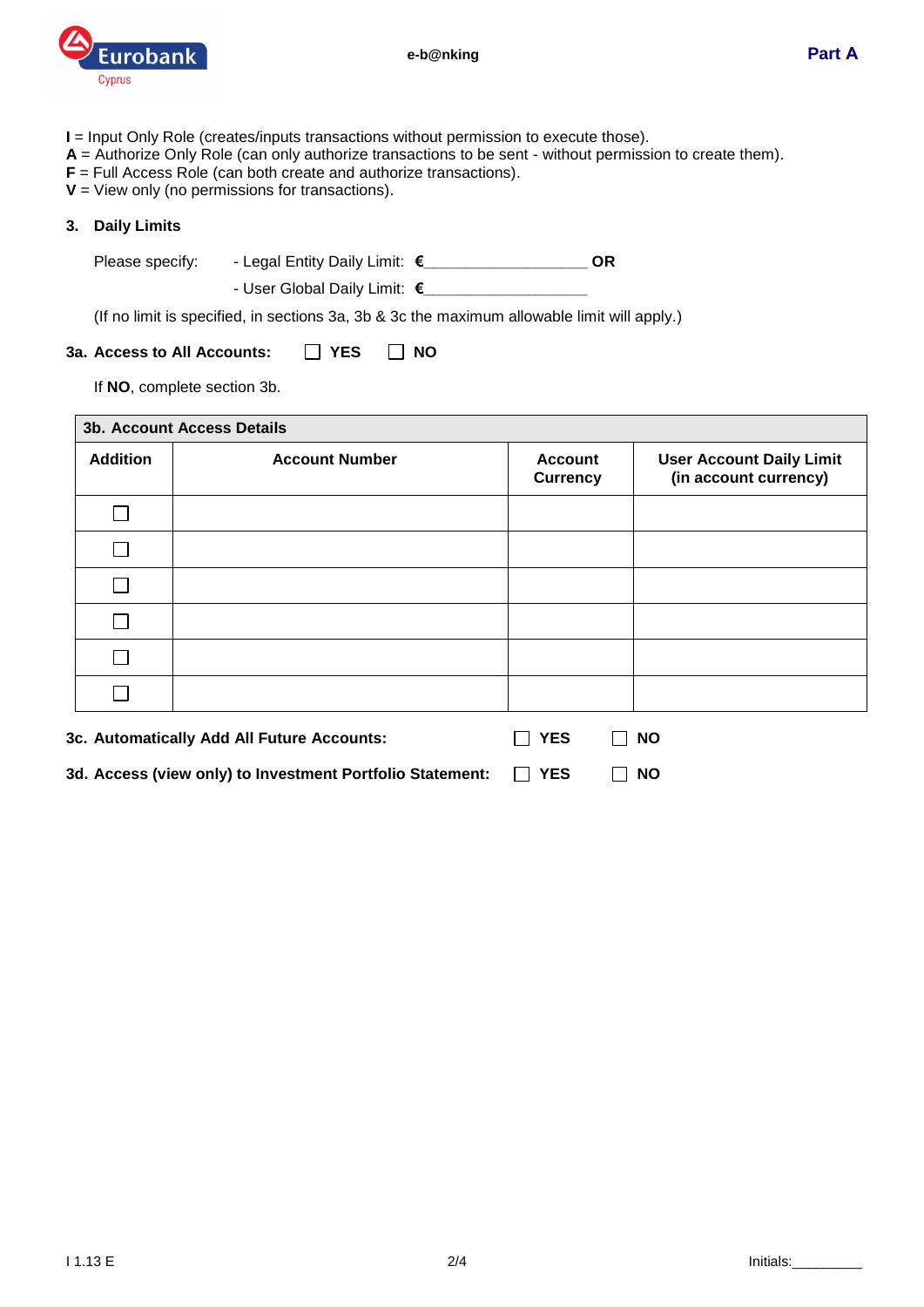**I** = Input Only Role (creates/inputs transactions without permission to execute those).
**A** = Authorize Only Role (can only authorize transactions to be sent - without permission to create them).
**F** = Full Access Role (can both create and authorize transactions).
**V** = View only (no permissions for transactions).

### 3. Daily Limits

Please specify: - Legal Entity Daily Limit: **€**___________________ **OR**

- User Global Daily Limit: **€**___________________

(If no limit is specified, in sections 3a, 3b & 3c the maximum allowable limit will apply.)

**3a. Access to All Accounts:** ☐ **YES** ☐ **NO**

If **NO**, complete section 3b.

| **3b. Account Access Details** | | | |
|---|---|---|---|
| **Addition** | **Account Number** | **Account Currency** | **User Account Daily Limit (in account currency)** |
| ☐ | | | |
| ☐ | | | |
| ☐ | | | |
| ☐ | | | |
| ☐ | | | |
| ☐ | | | |

**3c. Automatically Add All Future Accounts:** ☐ **YES** ☐ **NO**

**3d. Access (view only) to Investment Portfolio Statement:** ☐ **YES** ☐ **NO**

Initials:_________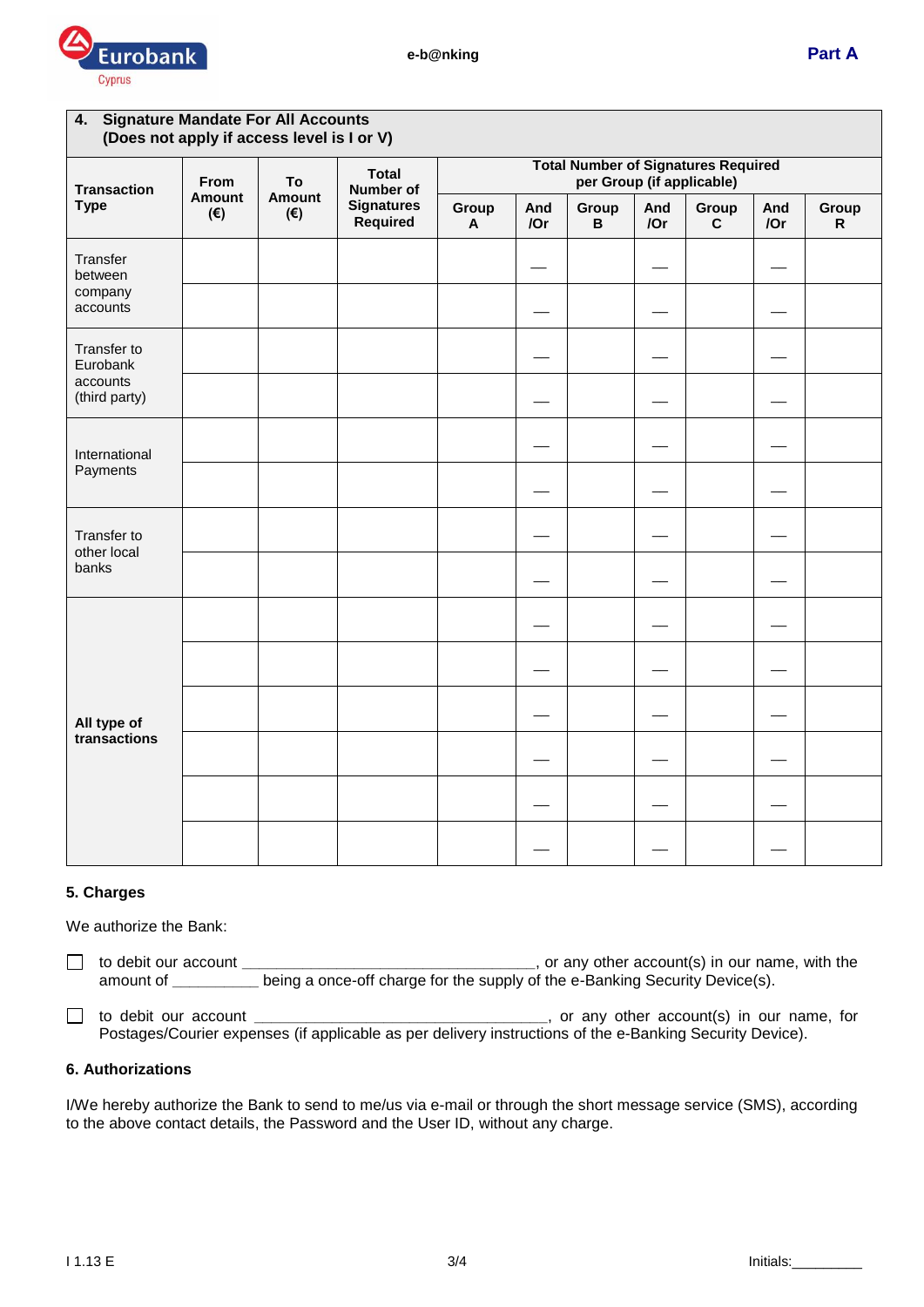## 4. Signature Mandate For All Accounts
**(Does not apply if access level is I or V)**

| Transaction Type | From Amount (€) | To Amount (€) | Total Number of Signatures Required | Total Number of Signatures Required per Group (if applicable) | | | | | | |
|---|---|---|---|---|---|---|---|---|---|---|
| | | | | Group A | And /Or | Group B | And /Or | Group C | And /Or | Group R |
| Transfer between company accounts | | | | | — | | — | | — | |
| | | | | | — | | — | | — | |
| Transfer to Eurobank accounts (third party) | | | | | — | | — | | — | |
| | | | | | — | | — | | — | |
| International Payments | | | | | — | | — | | — | |
| | | | | | — | | — | | — | |
| Transfer to other local banks | | | | | — | | — | | — | |
| | | | | | — | | — | | — | |
| **All type of transactions** | | | | | — | | — | | — | |
| | | | | | — | | — | | — | |
| | | | | | — | | — | | — | |
| | | | | | — | | — | | — | |
| | | | | | — | | — | | — | |
| | | | | | — | | — | | — | |

## 5. Charges

We authorize the Bank:

☐ to debit our account ___________________________________, or any other account(s) in our name, with the amount of __________ being a once-off charge for the supply of the e-Banking Security Device(s).

☐ to debit our account ___________________________________, or any other account(s) in our name, for Postages/Courier expenses (if applicable as per delivery instructions of the e-Banking Security Device).

## 6. Authorizations

I/We hereby authorize the Bank to send to me/us via e-mail or through the short message service (SMS), according to the above contact details, the Password and the User ID, without any charge.

I 1.13 E

Initials:_________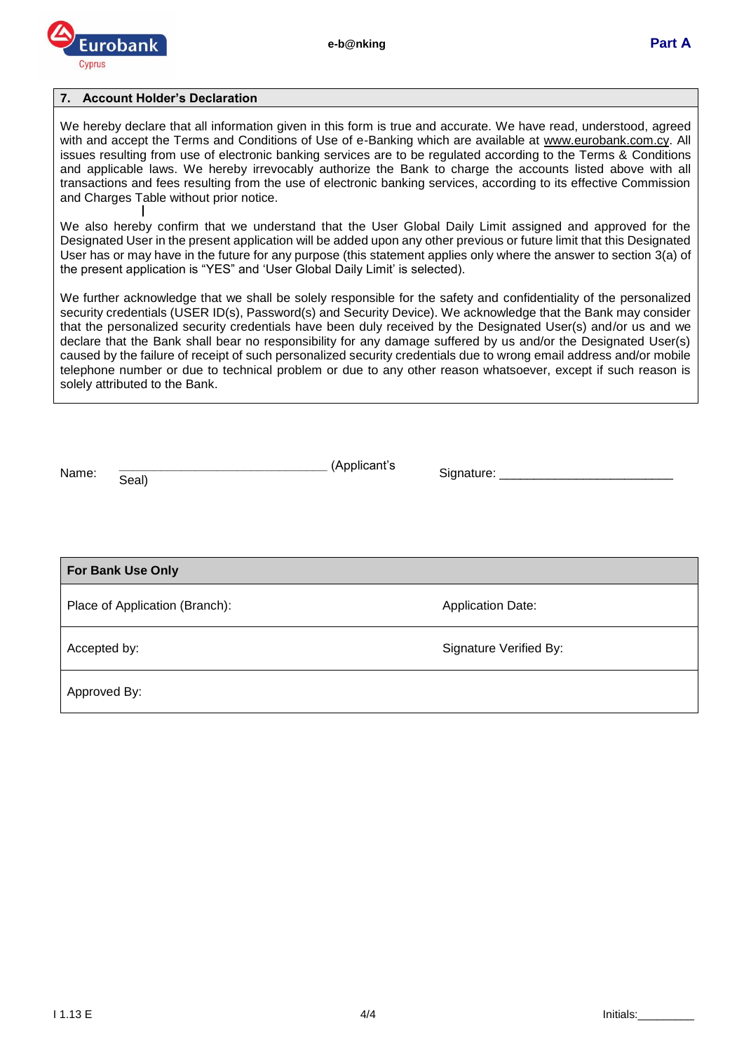## 7. Account Holder's Declaration

We hereby declare that all information given in this form is true and accurate. We have read, understood, agreed with and accept the Terms and Conditions of Use of e-Banking which are available at www.eurobank.com.cy. All issues resulting from use of electronic banking services are to be regulated according to the Terms & Conditions and applicable laws. We hereby irrevocably authorize the Bank to charge the accounts listed above with all transactions and fees resulting from the use of electronic banking services, according to its effective Commission and Charges Table without prior notice.

We also hereby confirm that we understand that the User Global Daily Limit assigned and approved for the Designated User in the present application will be added upon any other previous or future limit that this Designated User has or may have in the future for any purpose (this statement applies only where the answer to section 3(a) of the present application is "YES" and 'User Global Daily Limit' is selected).

We further acknowledge that we shall be solely responsible for the safety and confidentiality of the personalized security credentials (USER ID(s), Password(s) and Security Device). We acknowledge that the Bank may consider that the personalized security credentials have been duly received by the Designated User(s) and/or us and we declare that the Bank shall bear no responsibility for any damage suffered by us and/or the Designated User(s) caused by the failure of receipt of such personalized security credentials due to wrong email address and/or mobile telephone number or due to technical problem or due to any other reason whatsoever, except if such reason is solely attributed to the Bank.

Name: ______________________________ (Applicant's Seal)

Signature: _________________________

| For Bank Use Only | |
|---|---|
| Place of Application (Branch): | Application Date: |
| Accepted by: | Signature Verified By: |
| Approved By: | |

I 1.13 E

Initials:_________